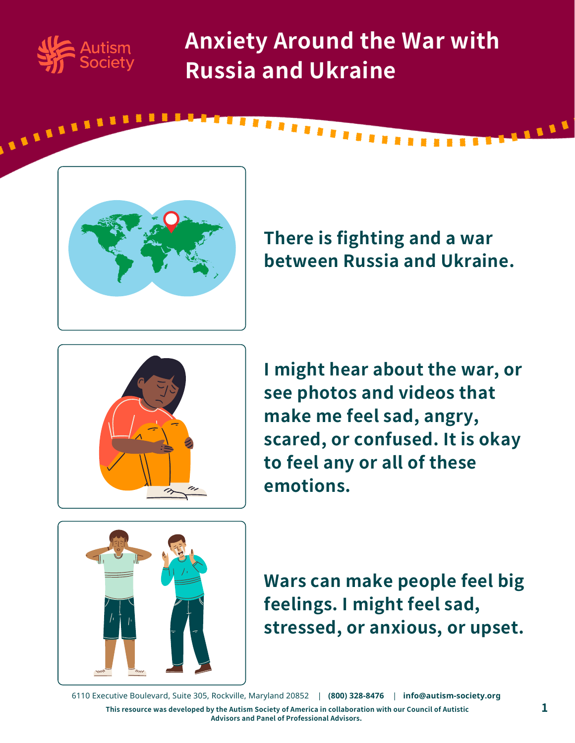# Anxiety Around the War with Russia and Ukraine

**There is fighting and a war between Russia and Ukraine.**

**I might hear about the war, or see photos and videos that make me feel sad, angry, scared, or confused. It is okay to feel any or all of these emotions.**

**Wars can make people feel big feelings. I might feel sad, stressed, or anxious, or upset.**

6110 Executive Boulevard, Suite 305, Rockville, Maryland 20852 | **(800) 328-8476** | **info@autism-society.org**

**This resource was developed by the Autism Society of America in collaboration with our Council of Autistic Advisors and Panel of Professional Advisors.**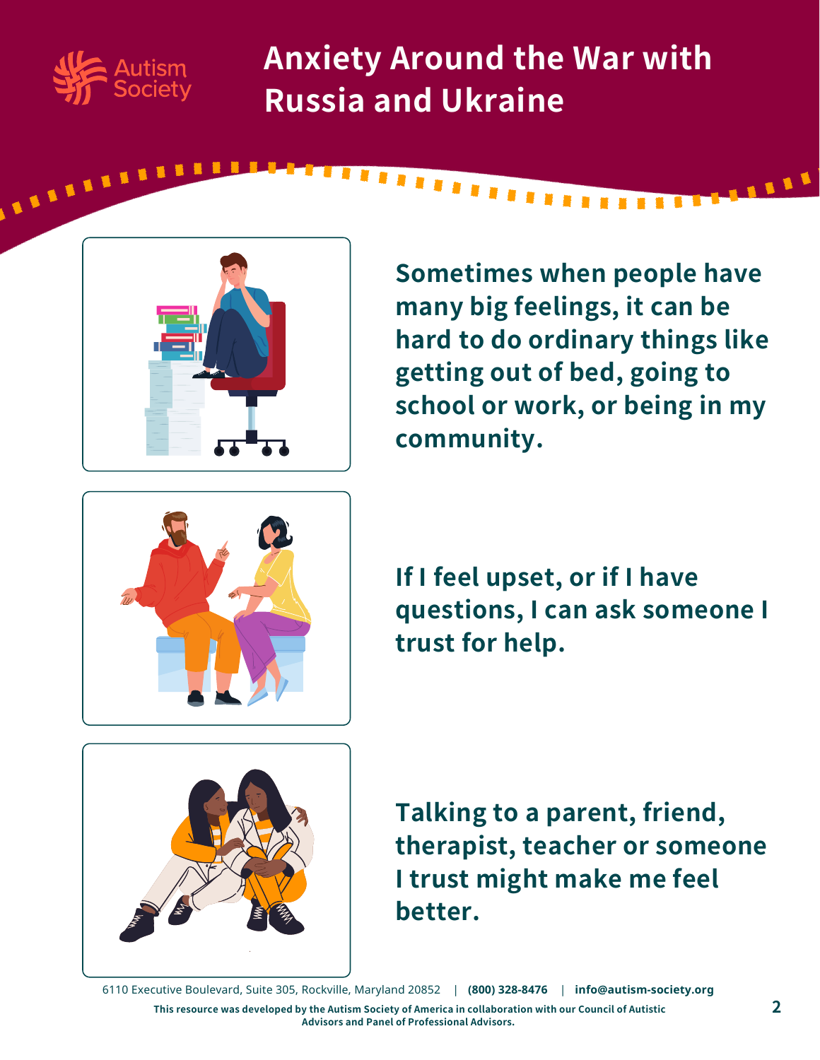# Anxiety Around the War with Russia and Ukraine

**Sometimes when people have many big feelings, it can be hard to do ordinary things like getting out of bed, going to school or work, or being in my community.**

**If I feel upset, or if I have questions, I can ask someone I trust for help.**

**Talking to a parent, friend, therapist, teacher or someone I trust might make me feel better.**

6110 Executive Boulevard, Suite 305, Rockville, Maryland 20852 | **(800) 328-8476** | **info@autism-society.org**

**This resource was developed by the Autism Society of America in collaboration with our Council of Autistic Advisors and Panel of Professional Advisors.**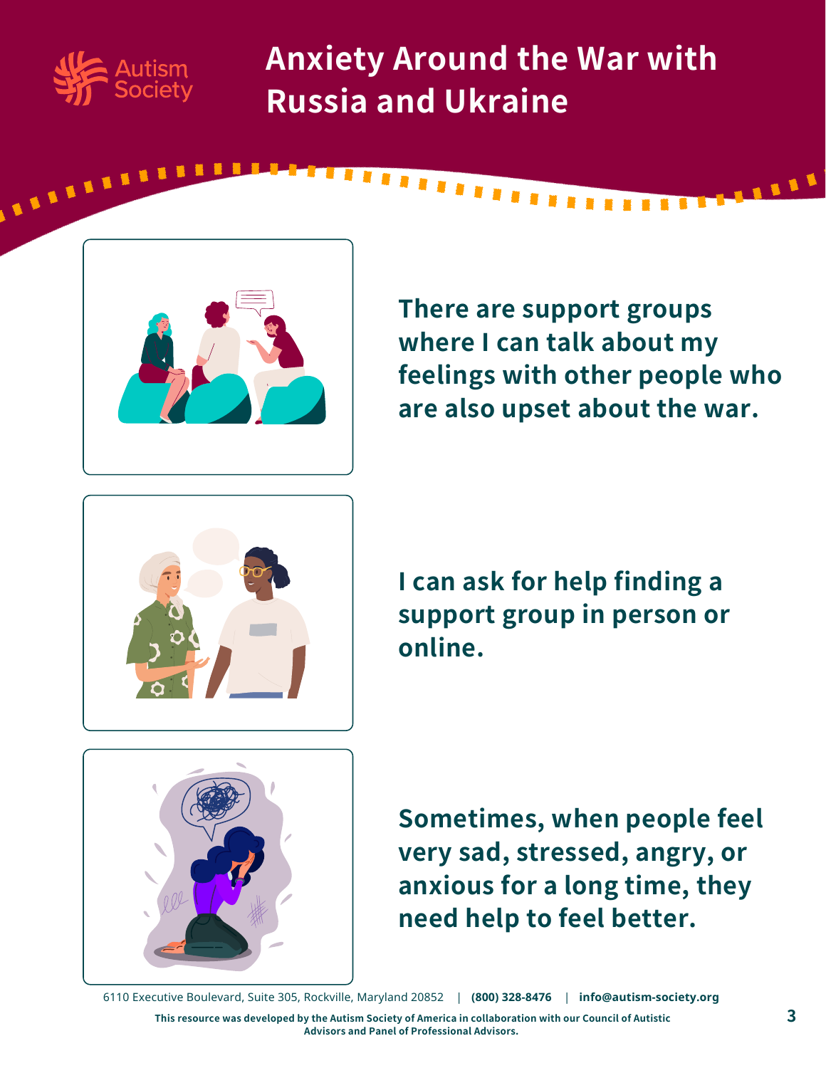# Anxiety Around the War with Russia and Ukraine

**There are support groups where I can talk about my feelings with other people who are also upset about the war.**

**I can ask for help finding a support group in person or online.**

**Sometimes, when people feel very sad, stressed, angry, or anxious for a long time, they need help to feel better.**

6110 Executive Boulevard, Suite 305, Rockville, Maryland 20852 | **(800) 328-8476** | **info@autism-society.org**

**This resource was developed by the Autism Society of America in collaboration with our Council of Autistic Advisors and Panel of Professional Advisors.**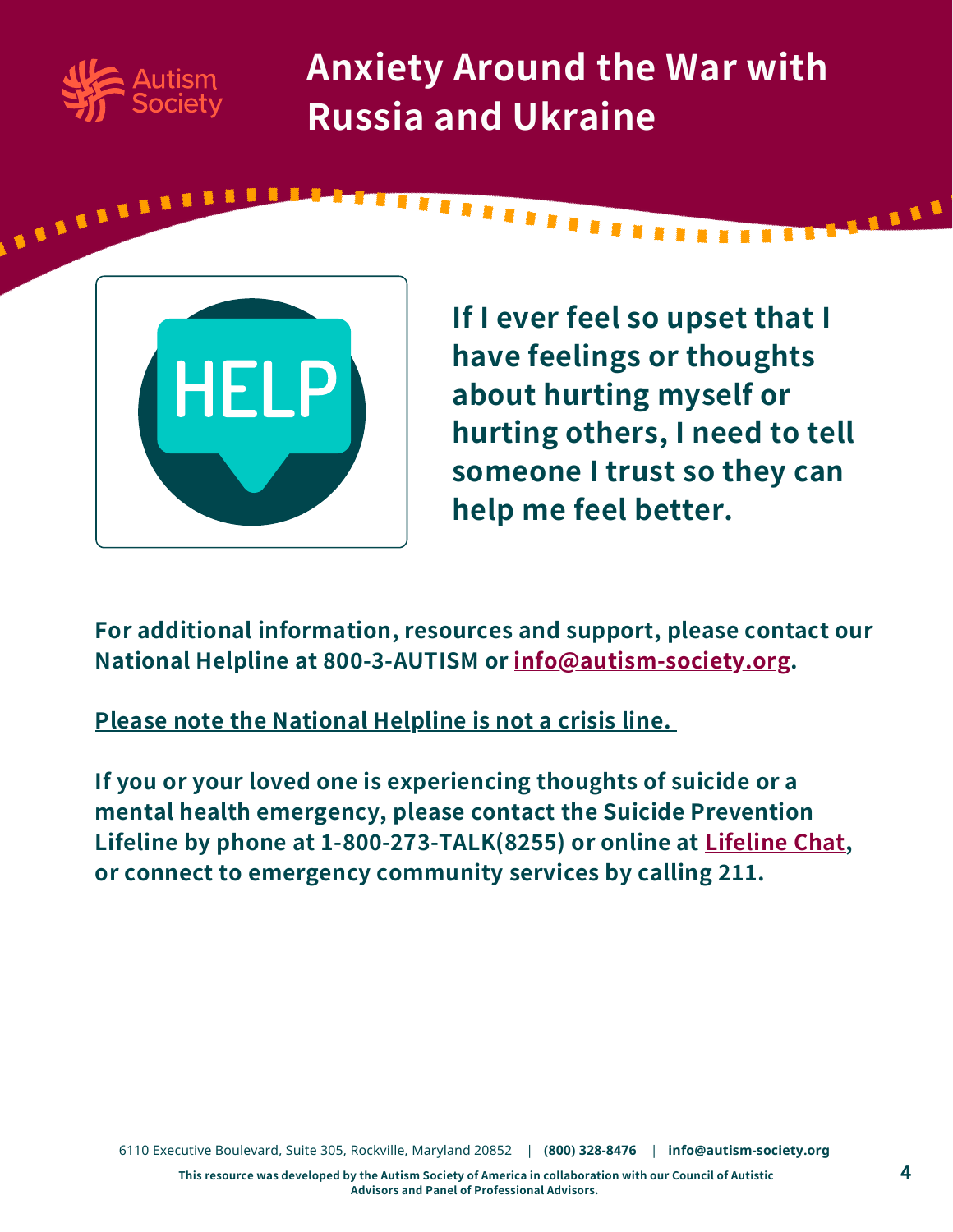# Anxiety Around the War with Russia and Ukraine

**If I ever feel so upset that I have feelings or thoughts about hurting myself or hurting others, I need to tell someone I trust so they can help me feel better.**

**For additional information, resources and support, please contact our National Helpline at 800-3-AUTISM or [info@autism-society.org](mailto:info@autism-society.org).**

**Please note the National Helpline is not a crisis line.**

**If you or your loved one is experiencing thoughts of suicide or a mental health emergency, please contact the Suicide Prevention Lifeline by phone at 1-800-273-TALK(8255) or online at Lifeline Chat, or connect to emergency community services by calling 211.**

6110 Executive Boulevard, Suite 305, Rockville, Maryland 20852 | **(800) 328-8476** | **info@autism-society.org**

**This resource was developed by the Autism Society of America in collaboration with our Council of Autistic Advisors and Panel of Professional Advisors.**